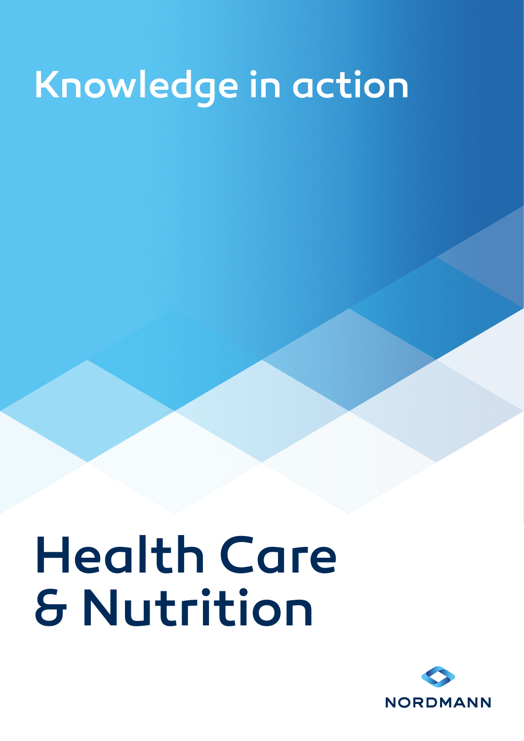Knowledge in action

# Health Care & Nutrition

NORDMANN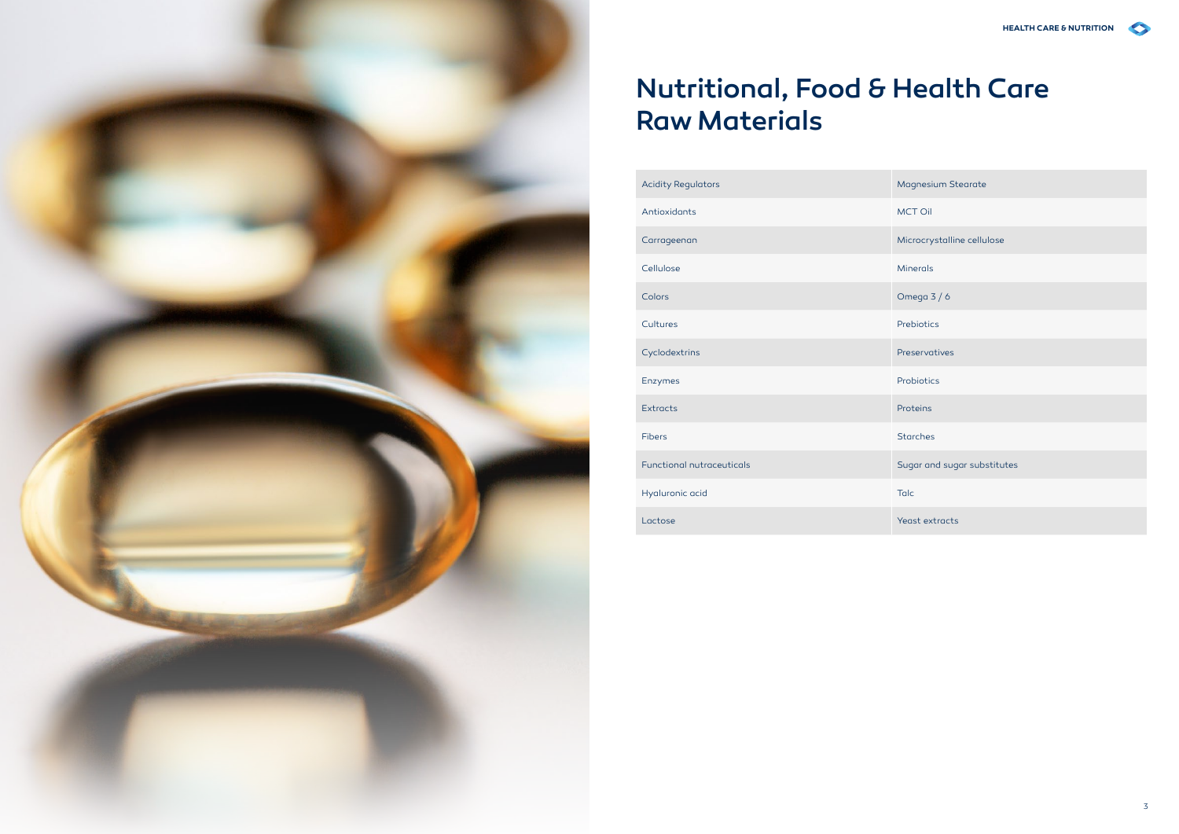# Nutritional, Food & Health Care Raw Materials

| | |
|---|---|
| Acidity Regulators | Magnesium Stearate |
| Antioxidants | MCT Oil |
| Carrageenan | Microcrystalline cellulose |
| Cellulose | Minerals |
| Colors | Omega 3 / 6 |
| Cultures | Prebiotics |
| Cyclodextrins | Preservatives |
| Enzymes | Probiotics |
| Extracts | Proteins |
| Fibers | Starches |
| Functional nutraceuticals | Sugar and sugar substitutes |
| Hyaluronic acid | Talc |
| Lactose | Yeast extracts |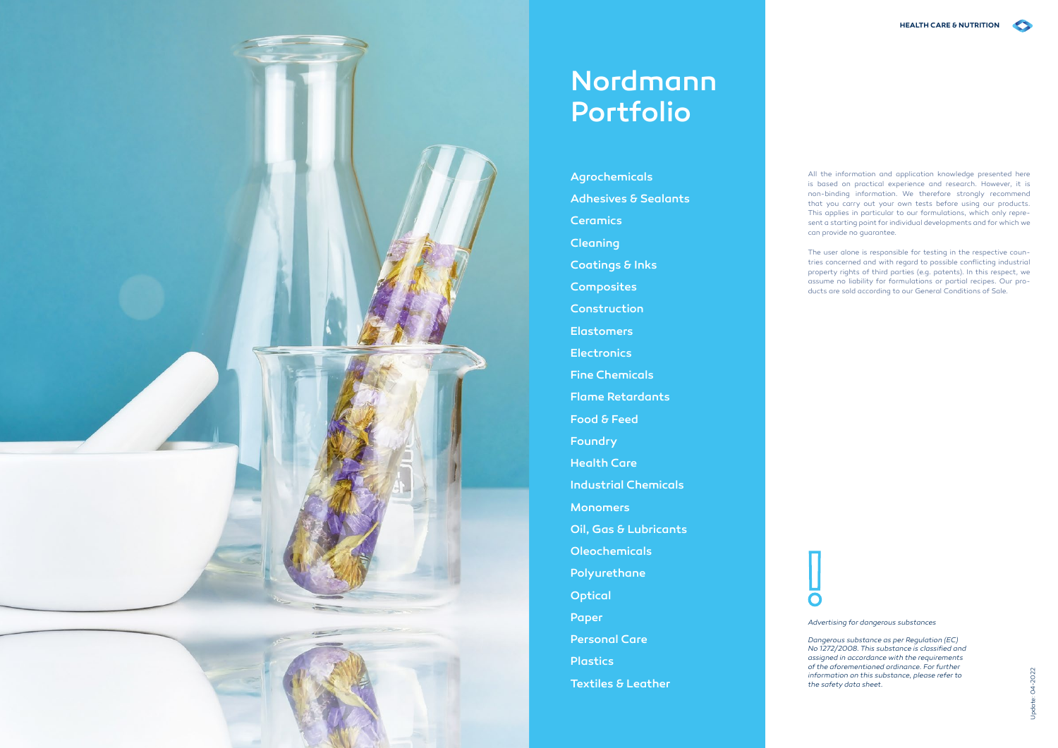# Nordmann Portfolio

- Agrochemicals
- Adhesives & Sealants
- Ceramics
- Cleaning
- Coatings & Inks
- Composites
- Construction
- Elastomers
- Electronics
- Fine Chemicals
- Flame Retardants
- Food & Feed
- Foundry
- Health Care
- Industrial Chemicals
- Monomers
- Oil, Gas & Lubricants
- Oleochemicals
- Polyurethane
- Optical
- Paper
- Personal Care
- Plastics
- Textiles & Leather

All the information and application knowledge presented here is based on practical experience and research. However, it is non-binding information. We therefore strongly recommend that you carry out your own tests before using our products. This applies in particular to our formulations, which only represent a starting point for individual developments and for which we can provide no guarantee.

The user alone is responsible for testing in the respective countries concerned and with regard to possible conflicting industrial property rights of third parties (e.g. patents). In this respect, we assume no liability for formulations or partial recipes. Our products are sold according to our General Conditions of Sale.

*Advertising for dangerous substances*

*Dangerous substance as per Regulation (EC) No 1272/2008. This substance is classified and assigned in accordance with the requirements of the aforementioned ordinance. For further information on this substance, please refer to the safety data sheet.*

Update: 04-2022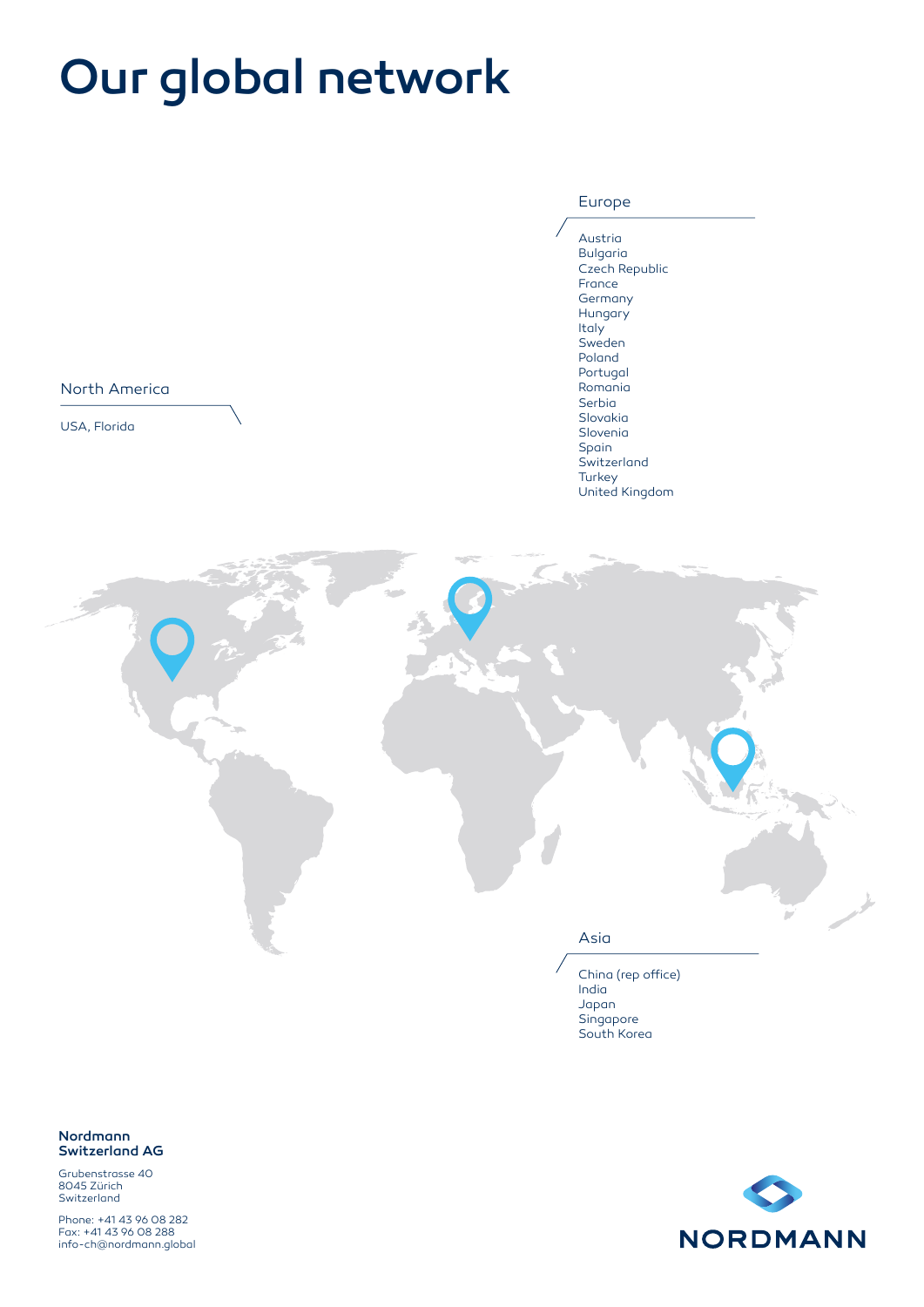# Our global network

## North America

USA, Florida

## Europe

Austria
Bulgaria
Czech Republic
France
Germany
Hungary
Italy
Sweden
Poland
Portugal
Romania
Serbia
Slovakia
Slovenia
Spain
Switzerland
Turkey
United Kingdom

## Asia

China (rep office)
India
Japan
Singapore
South Korea

**Nordmann Switzerland AG**

Grubenstrasse 40
8045 Zürich
Switzerland

Phone: +41 43 96 08 282
Fax: +41 43 96 08 288
info-ch@nordmann.global

NORDMANN